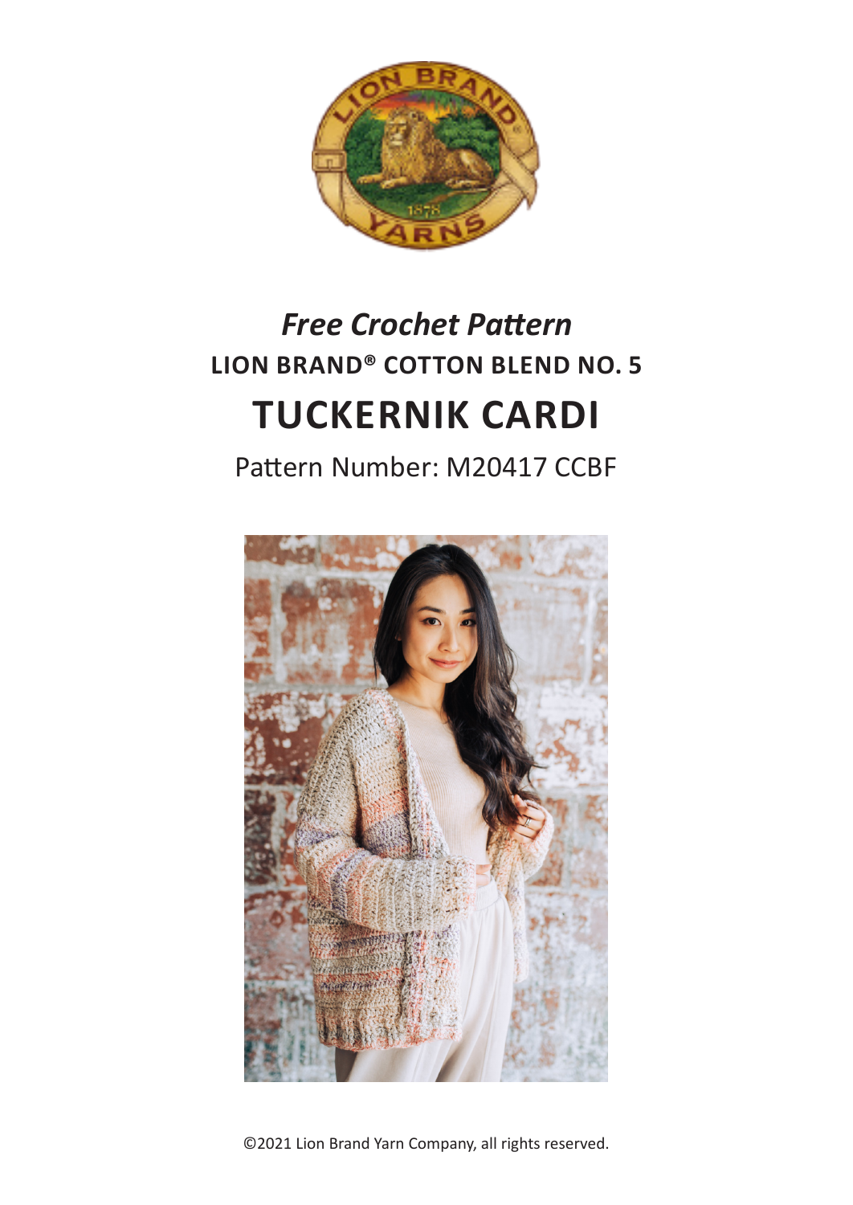*Free Crochet Pattern*

**LION BRAND® COTTON BLEND NO. 5**

# TUCKERNIK CARDI

Pattern Number: M20417 CCBF

©2021 Lion Brand Yarn Company, all rights reserved.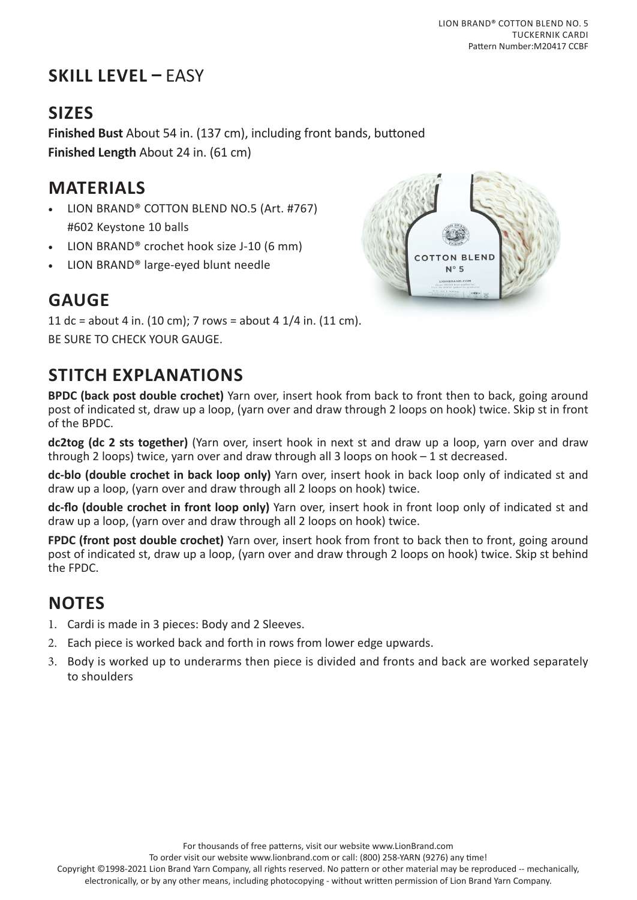## SKILL LEVEL – EASY

## SIZES

**Finished Bust** About 54 in. (137 cm), including front bands, buttoned

**Finished Length** About 24 in. (61 cm)

## MATERIALS

- LION BRAND® COTTON BLEND NO.5 (Art. #767) #602 Keystone 10 balls
- LION BRAND® crochet hook size J-10 (6 mm)
- LION BRAND® large-eyed blunt needle

## GAUGE

11 dc = about 4 in. (10 cm); 7 rows = about 4 1/4 in. (11 cm).

BE SURE TO CHECK YOUR GAUGE.

## STITCH EXPLANATIONS

**BPDC (back post double crochet)** Yarn over, insert hook from back to front then to back, going around post of indicated st, draw up a loop, (yarn over and draw through 2 loops on hook) twice. Skip st in front of the BPDC.

**dc2tog (dc 2 sts together)** (Yarn over, insert hook in next st and draw up a loop, yarn over and draw through 2 loops) twice, yarn over and draw through all 3 loops on hook – 1 st decreased.

**dc-blo (double crochet in back loop only)** Yarn over, insert hook in back loop only of indicated st and draw up a loop, (yarn over and draw through all 2 loops on hook) twice.

**dc-flo (double crochet in front loop only)** Yarn over, insert hook in front loop only of indicated st and draw up a loop, (yarn over and draw through all 2 loops on hook) twice.

**FPDC (front post double crochet)** Yarn over, insert hook from front to back then to front, going around post of indicated st, draw up a loop, (yarn over and draw through 2 loops on hook) twice. Skip st behind the FPDC.

## NOTES

1. Cardi is made in 3 pieces: Body and 2 Sleeves.
2. Each piece is worked back and forth in rows from lower edge upwards.
3. Body is worked up to underarms then piece is divided and fronts and back are worked separately to shoulders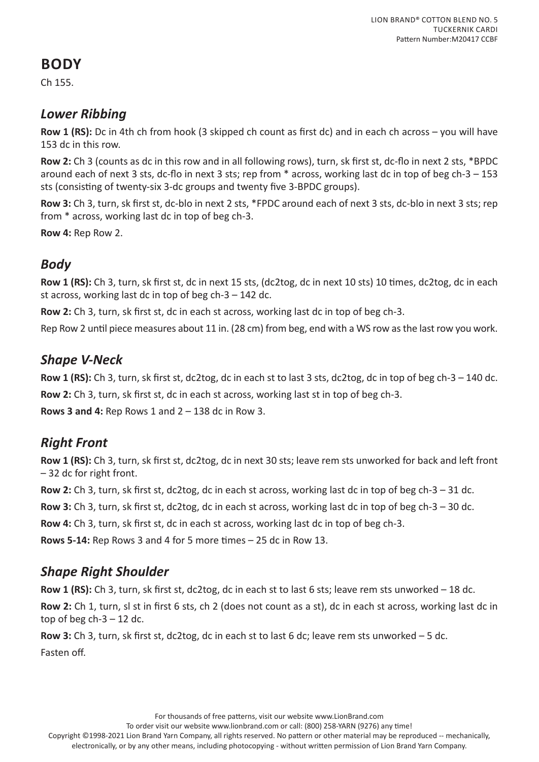# BODY

Ch 155.

## *Lower Ribbing*

**Row 1 (RS):** Dc in 4th ch from hook (3 skipped ch count as first dc) and in each ch across – you will have 153 dc in this row.

**Row 2:** Ch 3 (counts as dc in this row and in all following rows), turn, sk first st, dc-flo in next 2 sts, *BPDC around each of next 3 sts, dc-flo in next 3 sts; rep from * across, working last dc in top of beg ch-3 – 153 sts (consisting of twenty-six 3-dc groups and twenty five 3-BPDC groups).

**Row 3:** Ch 3, turn, sk first st, dc-blo in next 2 sts, *FPDC around each of next 3 sts, dc-blo in next 3 sts; rep from * across, working last dc in top of beg ch-3.

**Row 4:** Rep Row 2.

## *Body*

**Row 1 (RS):** Ch 3, turn, sk first st, dc in next 15 sts, (dc2tog, dc in next 10 sts) 10 times, dc2tog, dc in each st across, working last dc in top of beg ch-3 – 142 dc.

**Row 2:** Ch 3, turn, sk first st, dc in each st across, working last dc in top of beg ch-3.

Rep Row 2 until piece measures about 11 in. (28 cm) from beg, end with a WS row as the last row you work.

## *Shape V-Neck*

**Row 1 (RS):** Ch 3, turn, sk first st, dc2tog, dc in each st to last 3 sts, dc2tog, dc in top of beg ch-3 – 140 dc.

**Row 2:** Ch 3, turn, sk first st, dc in each st across, working last st in top of beg ch-3.

**Rows 3 and 4:** Rep Rows 1 and 2 – 138 dc in Row 3.

## *Right Front*

**Row 1 (RS):** Ch 3, turn, sk first st, dc2tog, dc in next 30 sts; leave rem sts unworked for back and left front – 32 dc for right front.

**Row 2:** Ch 3, turn, sk first st, dc2tog, dc in each st across, working last dc in top of beg ch-3 – 31 dc.

**Row 3:** Ch 3, turn, sk first st, dc2tog, dc in each st across, working last dc in top of beg ch-3 – 30 dc.

**Row 4:** Ch 3, turn, sk first st, dc in each st across, working last dc in top of beg ch-3.

**Rows 5-14:** Rep Rows 3 and 4 for 5 more times – 25 dc in Row 13.

## *Shape Right Shoulder*

**Row 1 (RS):** Ch 3, turn, sk first st, dc2tog, dc in each st to last 6 sts; leave rem sts unworked – 18 dc.

**Row 2:** Ch 1, turn, sl st in first 6 sts, ch 2 (does not count as a st), dc in each st across, working last dc in top of beg ch-3 – 12 dc.

**Row 3:** Ch 3, turn, sk first st, dc2tog, dc in each st to last 6 dc; leave rem sts unworked – 5 dc.

Fasten off.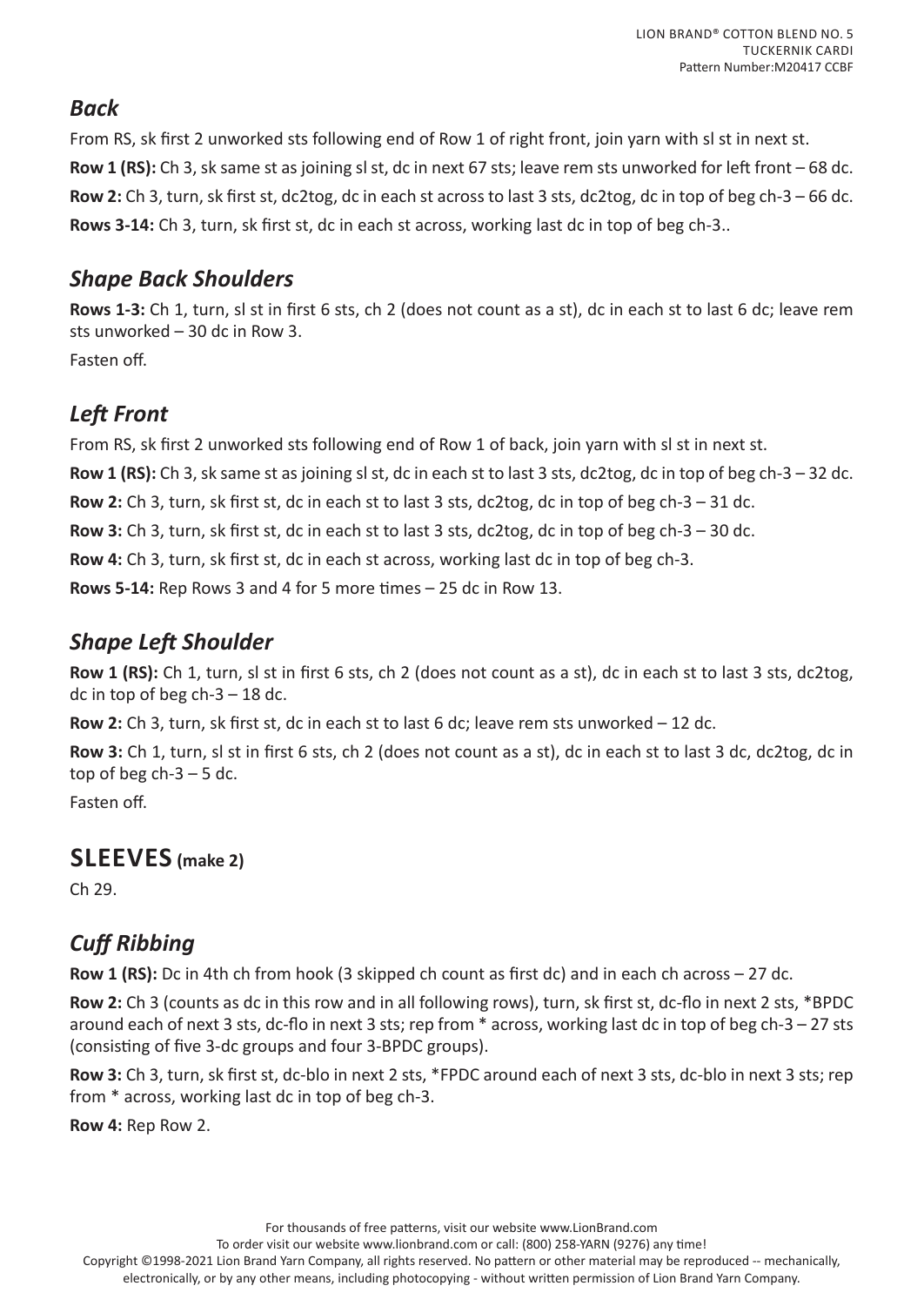### *Back*

From RS, sk first 2 unworked sts following end of Row 1 of right front, join yarn with sl st in next st.

**Row 1 (RS):** Ch 3, sk same st as joining sl st, dc in next 67 sts; leave rem sts unworked for left front – 68 dc.

**Row 2:** Ch 3, turn, sk first st, dc2tog, dc in each st across to last 3 sts, dc2tog, dc in top of beg ch-3 – 66 dc.

**Rows 3-14:** Ch 3, turn, sk first st, dc in each st across, working last dc in top of beg ch-3..

### *Shape Back Shoulders*

**Rows 1-3:** Ch 1, turn, sl st in first 6 sts, ch 2 (does not count as a st), dc in each st to last 6 dc; leave rem sts unworked – 30 dc in Row 3.

Fasten off.

### *Left Front*

From RS, sk first 2 unworked sts following end of Row 1 of back, join yarn with sl st in next st.

**Row 1 (RS):** Ch 3, sk same st as joining sl st, dc in each st to last 3 sts, dc2tog, dc in top of beg ch-3 – 32 dc.

**Row 2:** Ch 3, turn, sk first st, dc in each st to last 3 sts, dc2tog, dc in top of beg ch-3 – 31 dc.

**Row 3:** Ch 3, turn, sk first st, dc in each st to last 3 sts, dc2tog, dc in top of beg ch-3 – 30 dc.

**Row 4:** Ch 3, turn, sk first st, dc in each st across, working last dc in top of beg ch-3.

**Rows 5-14:** Rep Rows 3 and 4 for 5 more times – 25 dc in Row 13.

### *Shape Left Shoulder*

**Row 1 (RS):** Ch 1, turn, sl st in first 6 sts, ch 2 (does not count as a st), dc in each st to last 3 sts, dc2tog, dc in top of beg ch-3 – 18 dc.

**Row 2:** Ch 3, turn, sk first st, dc in each st to last 6 dc; leave rem sts unworked – 12 dc.

**Row 3:** Ch 1, turn, sl st in first 6 sts, ch 2 (does not count as a st), dc in each st to last 3 dc, dc2tog, dc in top of beg ch-3 – 5 dc.

Fasten off.

## SLEEVES (make 2)

Ch 29.

### *Cuff Ribbing*

**Row 1 (RS):** Dc in 4th ch from hook (3 skipped ch count as first dc) and in each ch across – 27 dc.

**Row 2:** Ch 3 (counts as dc in this row and in all following rows), turn, sk first st, dc-flo in next 2 sts, *BPDC around each of next 3 sts, dc-flo in next 3 sts; rep from * across, working last dc in top of beg ch-3 – 27 sts (consisting of five 3-dc groups and four 3-BPDC groups).

**Row 3:** Ch 3, turn, sk first st, dc-blo in next 2 sts, *FPDC around each of next 3 sts, dc-blo in next 3 sts; rep from * across, working last dc in top of beg ch-3.

**Row 4:** Rep Row 2.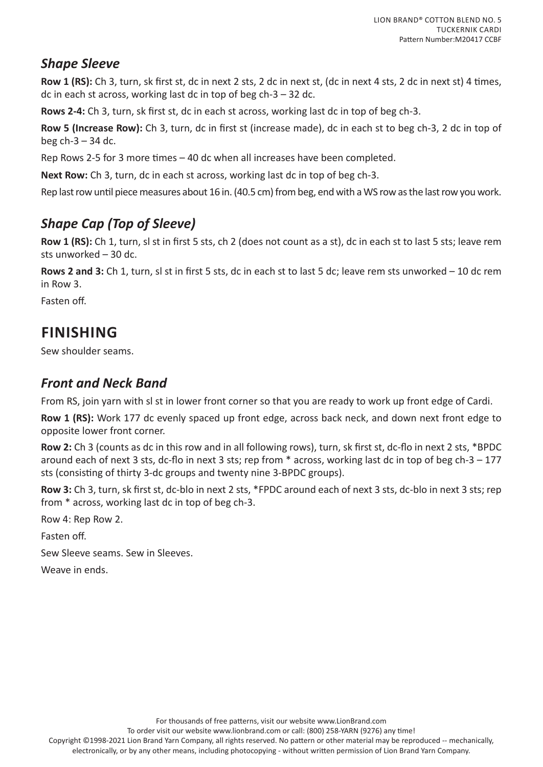## *Shape Sleeve*

**Row 1 (RS):** Ch 3, turn, sk first st, dc in next 2 sts, 2 dc in next st, (dc in next 4 sts, 2 dc in next st) 4 times, dc in each st across, working last dc in top of beg ch-3 – 32 dc.

**Rows 2-4:** Ch 3, turn, sk first st, dc in each st across, working last dc in top of beg ch-3.

**Row 5 (Increase Row):** Ch 3, turn, dc in first st (increase made), dc in each st to beg ch-3, 2 dc in top of beg ch-3 – 34 dc.

Rep Rows 2-5 for 3 more times – 40 dc when all increases have been completed.

**Next Row:** Ch 3, turn, dc in each st across, working last dc in top of beg ch-3.

Rep last row until piece measures about 16 in. (40.5 cm) from beg, end with a WS row as the last row you work.

## *Shape Cap (Top of Sleeve)*

**Row 1 (RS):** Ch 1, turn, sl st in first 5 sts, ch 2 (does not count as a st), dc in each st to last 5 sts; leave rem sts unworked – 30 dc.

**Rows 2 and 3:** Ch 1, turn, sl st in first 5 sts, dc in each st to last 5 dc; leave rem sts unworked – 10 dc rem in Row 3.

Fasten off.

# FINISHING

Sew shoulder seams.

## *Front and Neck Band*

From RS, join yarn with sl st in lower front corner so that you are ready to work up front edge of Cardi.

**Row 1 (RS):** Work 177 dc evenly spaced up front edge, across back neck, and down next front edge to opposite lower front corner.

**Row 2:** Ch 3 (counts as dc in this row and in all following rows), turn, sk first st, dc-flo in next 2 sts, *BPDC around each of next 3 sts, dc-flo in next 3 sts; rep from * across, working last dc in top of beg ch-3 – 177 sts (consisting of thirty 3-dc groups and twenty nine 3-BPDC groups).

**Row 3:** Ch 3, turn, sk first st, dc-blo in next 2 sts, *FPDC around each of next 3 sts, dc-blo in next 3 sts; rep from * across, working last dc in top of beg ch-3.

Row 4: Rep Row 2.

Fasten off.

Sew Sleeve seams. Sew in Sleeves.

Weave in ends.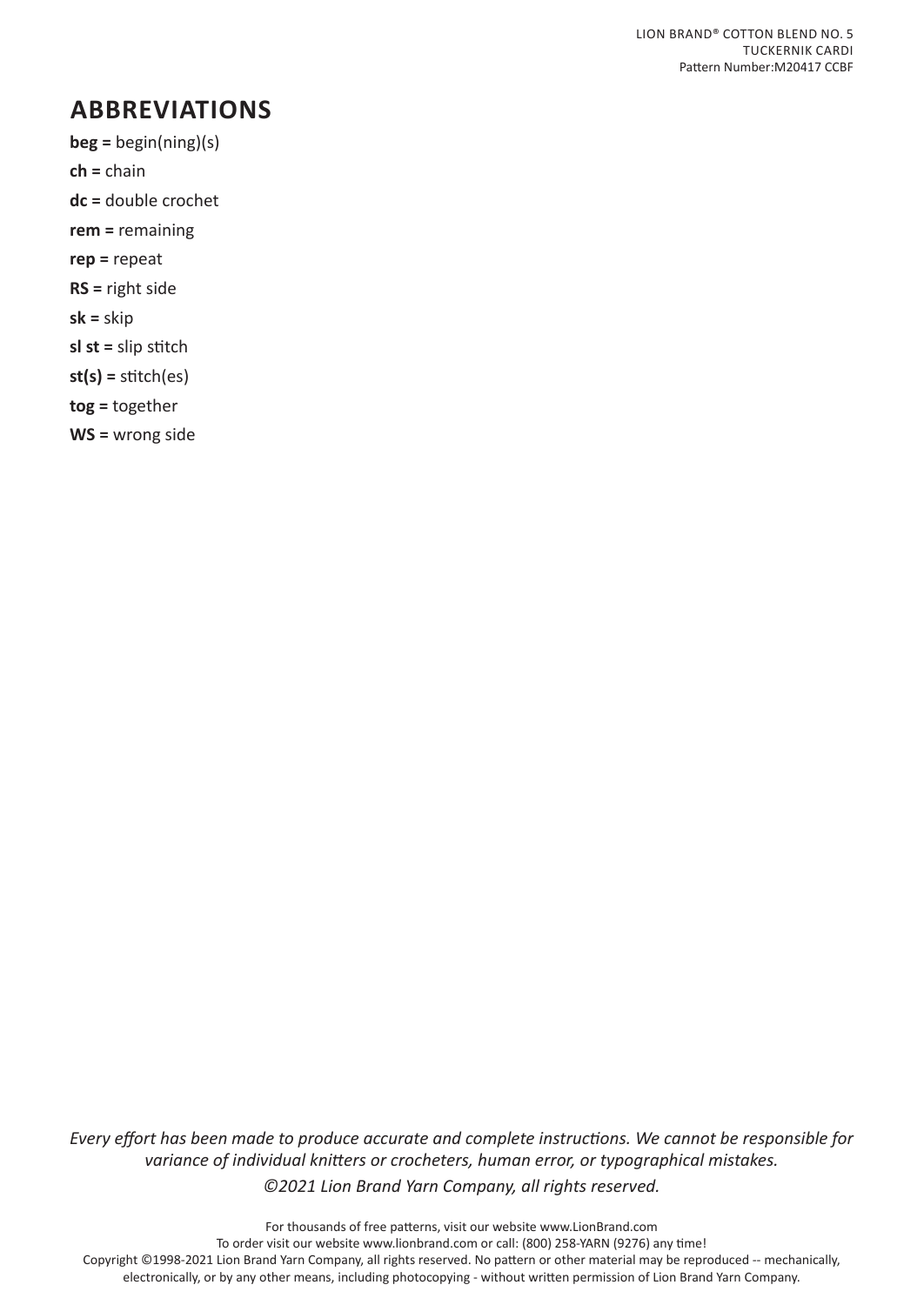## ABBREVIATIONS

**beg =** begin(ning)(s)

**ch =** chain

**dc =** double crochet

**rem =** remaining

**rep =** repeat

**RS =** right side

**sk =** skip

**sl st =** slip stitch

**st(s) =** stitch(es)

**tog =** together

**WS =** wrong side

*Every effort has been made to produce accurate and complete instructions. We cannot be responsible for variance of individual knitters or crocheters, human error, or typographical mistakes.*

*©2021 Lion Brand Yarn Company, all rights reserved.*

For thousands of free patterns, visit our website www.LionBrand.com

To order visit our website www.lionbrand.com or call: (800) 258-YARN (9276) any time!

Copyright ©1998-2021 Lion Brand Yarn Company, all rights reserved. No pattern or other material may be reproduced -- mechanically, electronically, or by any other means, including photocopying - without written permission of Lion Brand Yarn Company.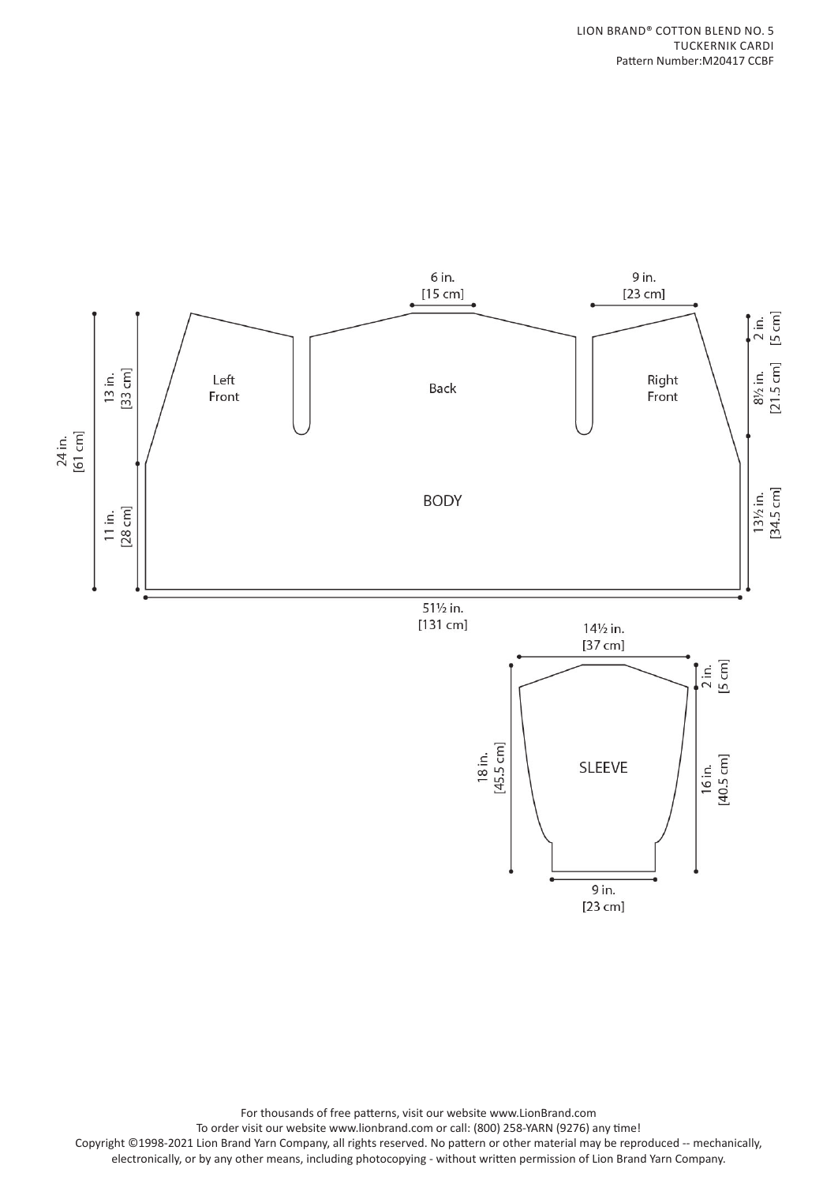Left Front

Back

Right Front

BODY

6 in.
[15 cm]

9 in.
[23 cm]

24 in.
[61 cm]

13 in.
[33 cm]

11 in.
[28 cm]

2 in.
[5 cm]

8½ in.
[21.5 cm]

13½ in.
[34.5 cm]

51½ in.
[131 cm]

SLEEVE

14½ in.
[37 cm]

2 in.
[5 cm]

18 in.
[45.5 cm]

16 in.
[40.5 cm]

9 in.
[23 cm]

For thousands of free patterns, visit our website www.LionBrand.com
To order visit our website www.lionbrand.com or call: (800) 258-YARN (9276) any time!
Copyright ©1998-2021 Lion Brand Yarn Company, all rights reserved. No pattern or other material may be reproduced -- mechanically, electronically, or by any other means, including photocopying - without written permission of Lion Brand Yarn Company.